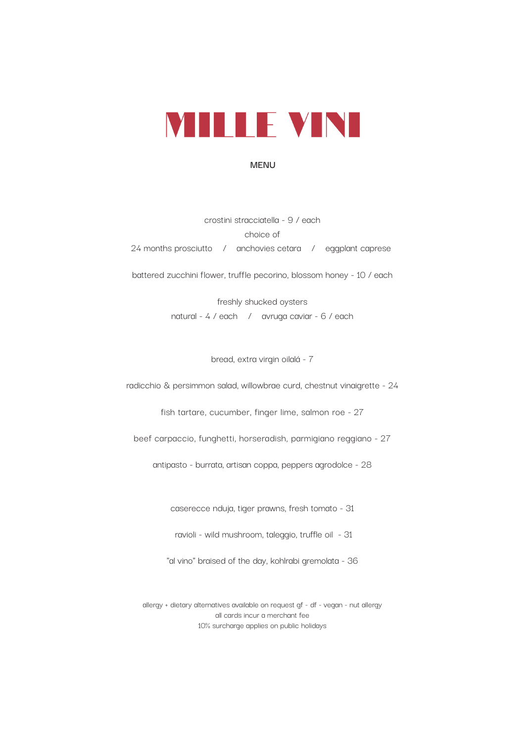# MILLE VINI

## MENU

crostini stracciatella - 9 / each
choice of
24 months prosciutto / anchovies cetara / eggplant caprese

battered zucchini flower, truffle pecorino, blossom honey - 10 / each

freshly shucked oysters
natural - 4 / each / avruga caviar - 6 / each

bread, extra virgin oilalá - 7

radicchio & persimmon salad, willowbrae curd, chestnut vinaigrette - 24

fish tartare, cucumber, finger lime, salmon roe - 27

beef carpaccio, funghetti, horseradish, parmigiano reggiano - 27

antipasto - burrata, artisan coppa, peppers agrodolce - 28

caserecce nduja, tiger prawns, fresh tomato - 31

ravioli - wild mushroom, taleggio, truffle oil - 31

"al vino" braised of the day, kohlrabi gremolata - 36

allergy + dietary alternatives available on request gf - df - vegan - nut allergy
all cards incur a merchant fee
10% surcharge applies on public holidays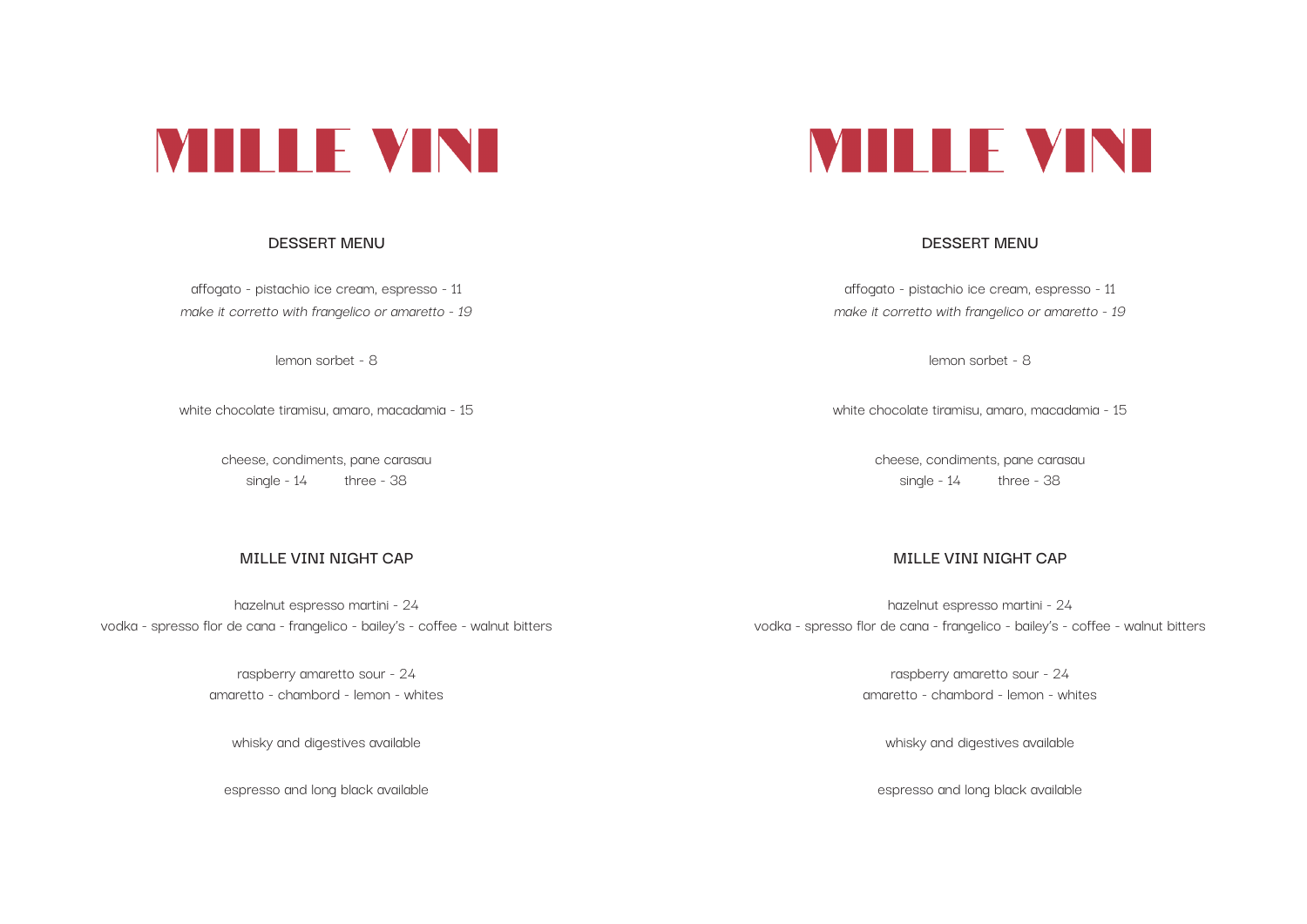# MILLE VINI

## DESSERT MENU

affogato - pistachio ice cream, espresso - 11
*make it corretto with frangelico or amaretto - 19*

lemon sorbet - 8

white chocolate tiramisu, amaro, macadamia - 15

cheese, condiments, pane carasau
single - 14 three - 38

## MILLE VINI NIGHT CAP

hazelnut espresso martini - 24
vodka - spresso flor de cana - frangelico - bailey's - coffee - walnut bitters

raspberry amaretto sour - 24
amaretto - chambord - lemon - whites

whisky and digestives available

espresso and long black available

# MILLE VINI

## DESSERT MENU

affogato - pistachio ice cream, espresso - 11
*make it corretto with frangelico or amaretto - 19*

lemon sorbet - 8

white chocolate tiramisu, amaro, macadamia - 15

cheese, condiments, pane carasau
single - 14 three - 38

## MILLE VINI NIGHT CAP

hazelnut espresso martini - 24
vodka - spresso flor de cana - frangelico - bailey's - coffee - walnut bitters

raspberry amaretto sour - 24
amaretto - chambord - lemon - whites

whisky and digestives available

espresso and long black available